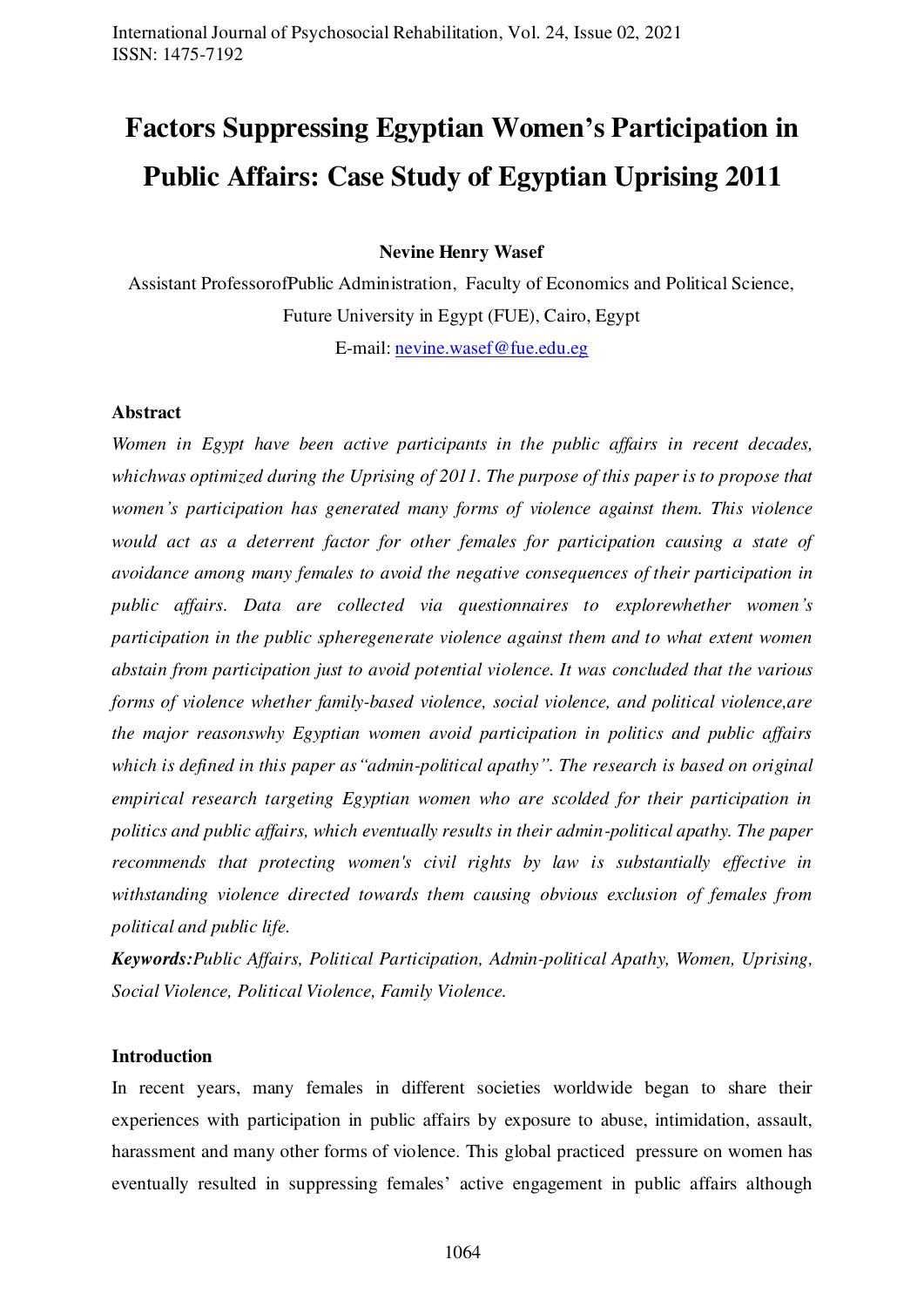# Factors Suppressing Egyptian Women's Participation in Public Affairs: Case Study of Egyptian Uprising 2011

**Nevine Henry Wasef**

Assistant ProfessorofPublic Administration, Faculty of Economics and Political Science, Future University in Egypt (FUE), Cairo, Egypt

E-mail: nevine.wasef@fue.edu.eg

## Abstract

*Women in Egypt have been active participants in the public affairs in recent decades, whichwas optimized during the Uprising of 2011. The purpose of this paper is to propose that women's participation has generated many forms of violence against them. This violence would act as a deterrent factor for other females for participation causing a state of avoidance among many females to avoid the negative consequences of their participation in public affairs. Data are collected via questionnaires to explorewhether women's participation in the public spheregenerate violence against them and to what extent women abstain from participation just to avoid potential violence. It was concluded that the various forms of violence whether family-based violence, social violence, and political violence,are the major reasonswhy Egyptian women avoid participation in politics and public affairs which is defined in this paper as"admin-political apathy". The research is based on original empirical research targeting Egyptian women who are scolded for their participation in politics and public affairs, which eventually results in their admin-political apathy. The paper recommends that protecting women's civil rights by law is substantially effective in withstanding violence directed towards them causing obvious exclusion of females from political and public life.*

***Keywords:****Public Affairs, Political Participation, Admin-political Apathy, Women, Uprising, Social Violence, Political Violence, Family Violence.*

## Introduction

In recent years, many females in different societies worldwide began to share their experiences with participation in public affairs by exposure to abuse, intimidation, assault, harassment and many other forms of violence. This global practiced pressure on women has eventually resulted in suppressing females' active engagement in public affairs although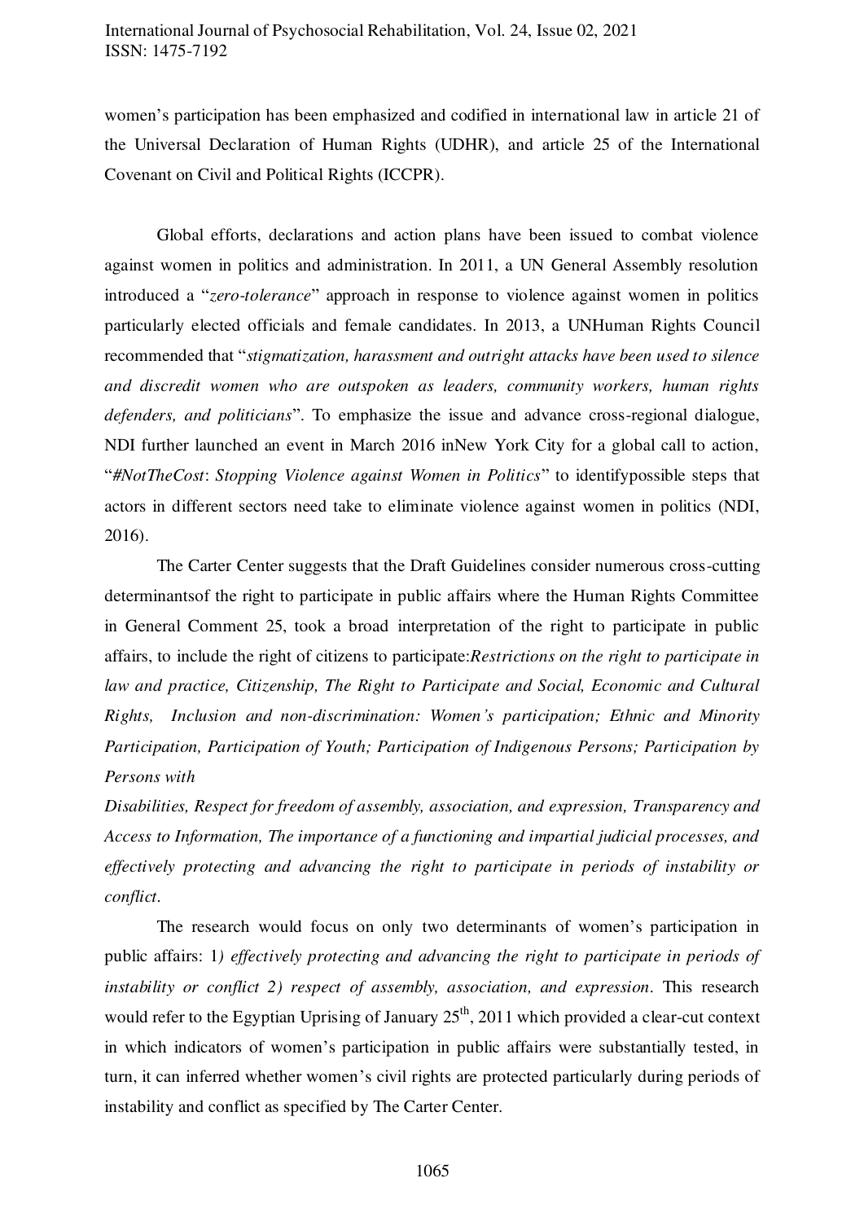women's participation has been emphasized and codified in international law in article 21 of the Universal Declaration of Human Rights (UDHR), and article 25 of the International Covenant on Civil and Political Rights (ICCPR).

Global efforts, declarations and action plans have been issued to combat violence against women in politics and administration. In 2011, a UN General Assembly resolution introduced a "*zero-tolerance*" approach in response to violence against women in politics particularly elected officials and female candidates. In 2013, a UNHuman Rights Council recommended that "*stigmatization, harassment and outright attacks have been used to silence and discredit women who are outspoken as leaders, community workers, human rights defenders, and politicians*". To emphasize the issue and advance cross-regional dialogue, NDI further launched an event in March 2016 inNew York City for a global call to action, "*#NotTheCost*: *Stopping Violence against Women in Politics*" to identifypossible steps that actors in different sectors need take to eliminate violence against women in politics (NDI, 2016).

The Carter Center suggests that the Draft Guidelines consider numerous cross-cutting determinantsof the right to participate in public affairs where the Human Rights Committee in General Comment 25, took a broad interpretation of the right to participate in public affairs, to include the right of citizens to participate:*Restrictions on the right to participate in law and practice, Citizenship, The Right to Participate and Social, Economic and Cultural Rights, Inclusion and non-discrimination: Women's participation; Ethnic and Minority Participation, Participation of Youth; Participation of Indigenous Persons; Participation by Persons with Disabilities, Respect for freedom of assembly, association, and expression, Transparency and Access to Information, The importance of a functioning and impartial judicial processes, and effectively protecting and advancing the right to participate in periods of instability or conflict*.

The research would focus on only two determinants of women's participation in public affairs: 1*) effectively protecting and advancing the right to participate in periods of instability or conflict 2) respect of assembly, association, and expression*. This research would refer to the Egyptian Uprising of January 25th, 2011 which provided a clear-cut context in which indicators of women's participation in public affairs were substantially tested, in turn, it can inferred whether women's civil rights are protected particularly during periods of instability and conflict as specified by The Carter Center.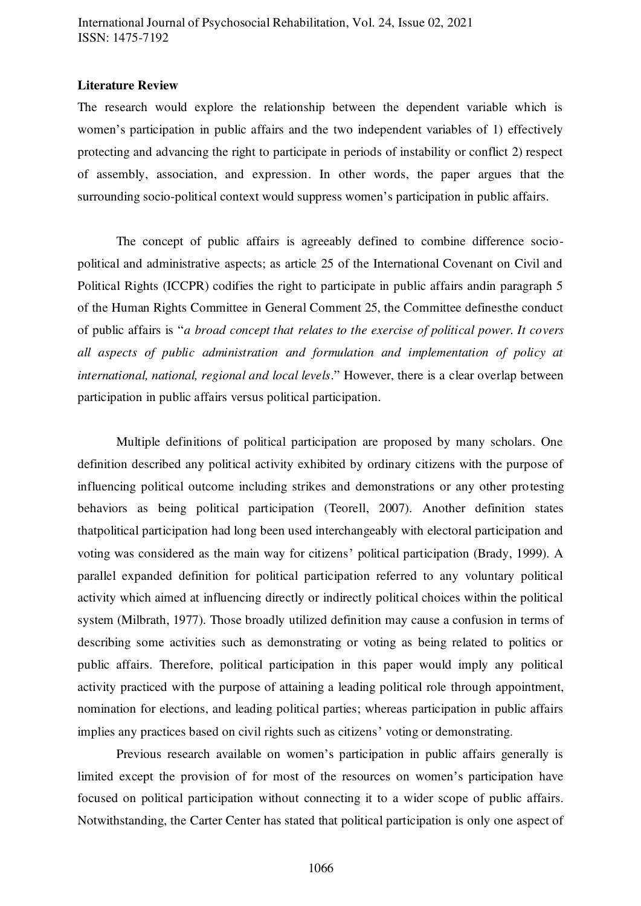**Literature Review**

The research would explore the relationship between the dependent variable which is women's participation in public affairs and the two independent variables of 1) effectively protecting and advancing the right to participate in periods of instability or conflict 2) respect of assembly, association, and expression. In other words, the paper argues that the surrounding socio-political context would suppress women's participation in public affairs.

The concept of public affairs is agreeably defined to combine difference socio-political and administrative aspects; as article 25 of the International Covenant on Civil and Political Rights (ICCPR) codifies the right to participate in public affairs andin paragraph 5 of the Human Rights Committee in General Comment 25, the Committee definesthe conduct of public affairs is "*a broad concept that relates to the exercise of political power. It covers all aspects of public administration and formulation and implementation of policy at international, national, regional and local levels*." However, there is a clear overlap between participation in public affairs versus political participation.

Multiple definitions of political participation are proposed by many scholars. One definition described any political activity exhibited by ordinary citizens with the purpose of influencing political outcome including strikes and demonstrations or any other protesting behaviors as being political participation (Teorell, 2007). Another definition states thatpolitical participation had long been used interchangeably with electoral participation and voting was considered as the main way for citizens' political participation (Brady, 1999). A parallel expanded definition for political participation referred to any voluntary political activity which aimed at influencing directly or indirectly political choices within the political system (Milbrath, 1977). Those broadly utilized definition may cause a confusion in terms of describing some activities such as demonstrating or voting as being related to politics or public affairs. Therefore, political participation in this paper would imply any political activity practiced with the purpose of attaining a leading political role through appointment, nomination for elections, and leading political parties; whereas participation in public affairs implies any practices based on civil rights such as citizens' voting or demonstrating.

Previous research available on women's participation in public affairs generally is limited except the provision of for most of the resources on women's participation have focused on political participation without connecting it to a wider scope of public affairs. Notwithstanding, the Carter Center has stated that political participation is only one aspect of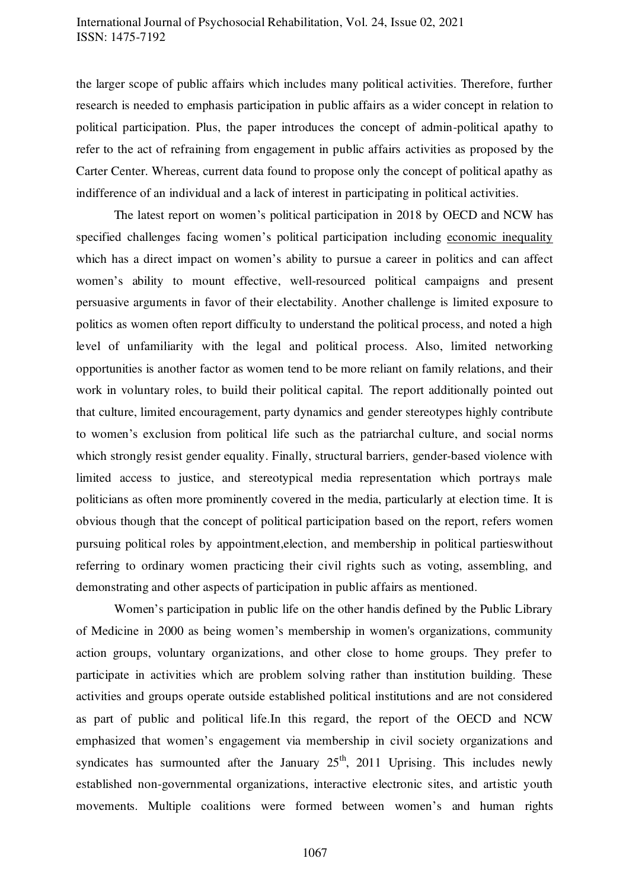the larger scope of public affairs which includes many political activities. Therefore, further research is needed to emphasis participation in public affairs as a wider concept in relation to political participation. Plus, the paper introduces the concept of admin-political apathy to refer to the act of refraining from engagement in public affairs activities as proposed by the Carter Center. Whereas, current data found to propose only the concept of political apathy as indifference of an individual and a lack of interest in participating in political activities.

The latest report on women's political participation in 2018 by OECD and NCW has specified challenges facing women's political participation including economic inequality which has a direct impact on women's ability to pursue a career in politics and can affect women's ability to mount effective, well-resourced political campaigns and present persuasive arguments in favor of their electability. Another challenge is limited exposure to politics as women often report difficulty to understand the political process, and noted a high level of unfamiliarity with the legal and political process. Also, limited networking opportunities is another factor as women tend to be more reliant on family relations, and their work in voluntary roles, to build their political capital. The report additionally pointed out that culture, limited encouragement, party dynamics and gender stereotypes highly contribute to women's exclusion from political life such as the patriarchal culture, and social norms which strongly resist gender equality. Finally, structural barriers, gender-based violence with limited access to justice, and stereotypical media representation which portrays male politicians as often more prominently covered in the media, particularly at election time. It is obvious though that the concept of political participation based on the report, refers women pursuing political roles by appointment,election, and membership in political partieswithout referring to ordinary women practicing their civil rights such as voting, assembling, and demonstrating and other aspects of participation in public affairs as mentioned.

Women's participation in public life on the other handis defined by the Public Library of Medicine in 2000 as being women's membership in women's organizations, community action groups, voluntary organizations, and other close to home groups. They prefer to participate in activities which are problem solving rather than institution building. These activities and groups operate outside established political institutions and are not considered as part of public and political life.In this regard, the report of the OECD and NCW emphasized that women's engagement via membership in civil society organizations and syndicates has surmounted after the January 25th, 2011 Uprising. This includes newly established non-governmental organizations, interactive electronic sites, and artistic youth movements. Multiple coalitions were formed between women's and human rights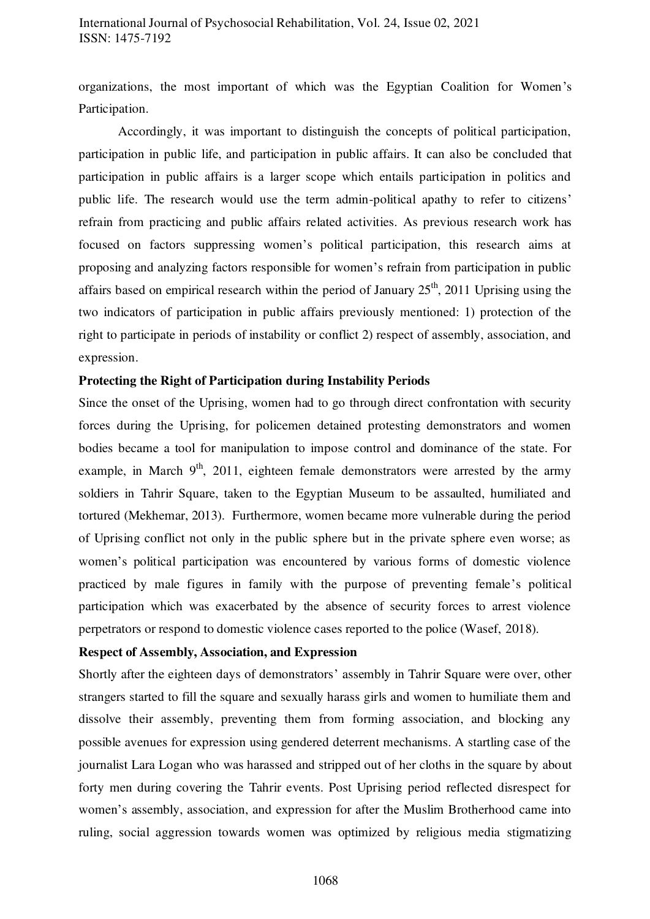organizations, the most important of which was the Egyptian Coalition for Women's Participation.

Accordingly, it was important to distinguish the concepts of political participation, participation in public life, and participation in public affairs. It can also be concluded that participation in public affairs is a larger scope which entails participation in politics and public life. The research would use the term admin-political apathy to refer to citizens' refrain from practicing and public affairs related activities. As previous research work has focused on factors suppressing women's political participation, this research aims at proposing and analyzing factors responsible for women's refrain from participation in public affairs based on empirical research within the period of January 25th, 2011 Uprising using the two indicators of participation in public affairs previously mentioned: 1) protection of the right to participate in periods of instability or conflict 2) respect of assembly, association, and expression.

**Protecting the Right of Participation during Instability Periods**

Since the onset of the Uprising, women had to go through direct confrontation with security forces during the Uprising, for policemen detained protesting demonstrators and women bodies became a tool for manipulation to impose control and dominance of the state. For example, in March 9th, 2011, eighteen female demonstrators were arrested by the army soldiers in Tahrir Square, taken to the Egyptian Museum to be assaulted, humiliated and tortured (Mekhemar, 2013). Furthermore, women became more vulnerable during the period of Uprising conflict not only in the public sphere but in the private sphere even worse; as women's political participation was encountered by various forms of domestic violence practiced by male figures in family with the purpose of preventing female's political participation which was exacerbated by the absence of security forces to arrest violence perpetrators or respond to domestic violence cases reported to the police (Wasef, 2018).

**Respect of Assembly, Association, and Expression**

Shortly after the eighteen days of demonstrators' assembly in Tahrir Square were over, other strangers started to fill the square and sexually harass girls and women to humiliate them and dissolve their assembly, preventing them from forming association, and blocking any possible avenues for expression using gendered deterrent mechanisms. A startling case of the journalist Lara Logan who was harassed and stripped out of her cloths in the square by about forty men during covering the Tahrir events. Post Uprising period reflected disrespect for women's assembly, association, and expression for after the Muslim Brotherhood came into ruling, social aggression towards women was optimized by religious media stigmatizing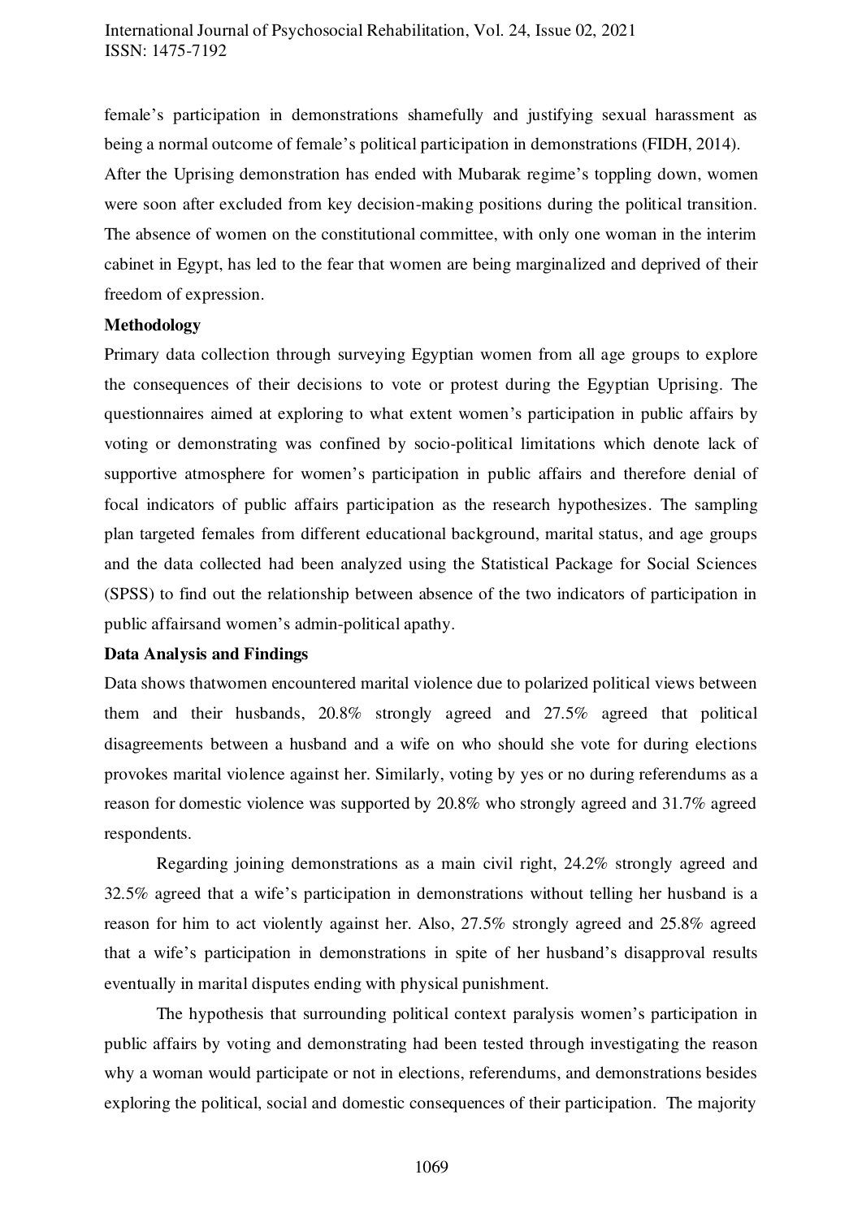female's participation in demonstrations shamefully and justifying sexual harassment as being a normal outcome of female's political participation in demonstrations (FIDH, 2014). After the Uprising demonstration has ended with Mubarak regime's toppling down, women were soon after excluded from key decision-making positions during the political transition. The absence of women on the constitutional committee, with only one woman in the interim cabinet in Egypt, has led to the fear that women are being marginalized and deprived of their freedom of expression.

**Methodology**

Primary data collection through surveying Egyptian women from all age groups to explore the consequences of their decisions to vote or protest during the Egyptian Uprising. The questionnaires aimed at exploring to what extent women's participation in public affairs by voting or demonstrating was confined by socio-political limitations which denote lack of supportive atmosphere for women's participation in public affairs and therefore denial of focal indicators of public affairs participation as the research hypothesizes. The sampling plan targeted females from different educational background, marital status, and age groups and the data collected had been analyzed using the Statistical Package for Social Sciences (SPSS) to find out the relationship between absence of the two indicators of participation in public affairsand women's admin-political apathy.

**Data Analysis and Findings**

Data shows thatwomen encountered marital violence due to polarized political views between them and their husbands, 20.8% strongly agreed and 27.5% agreed that political disagreements between a husband and a wife on who should she vote for during elections provokes marital violence against her. Similarly, voting by yes or no during referendums as a reason for domestic violence was supported by 20.8% who strongly agreed and 31.7% agreed respondents.

Regarding joining demonstrations as a main civil right, 24.2% strongly agreed and 32.5% agreed that a wife's participation in demonstrations without telling her husband is a reason for him to act violently against her. Also, 27.5% strongly agreed and 25.8% agreed that a wife's participation in demonstrations in spite of her husband's disapproval results eventually in marital disputes ending with physical punishment.

The hypothesis that surrounding political context paralysis women's participation in public affairs by voting and demonstrating had been tested through investigating the reason why a woman would participate or not in elections, referendums, and demonstrations besides exploring the political, social and domestic consequences of their participation. The majority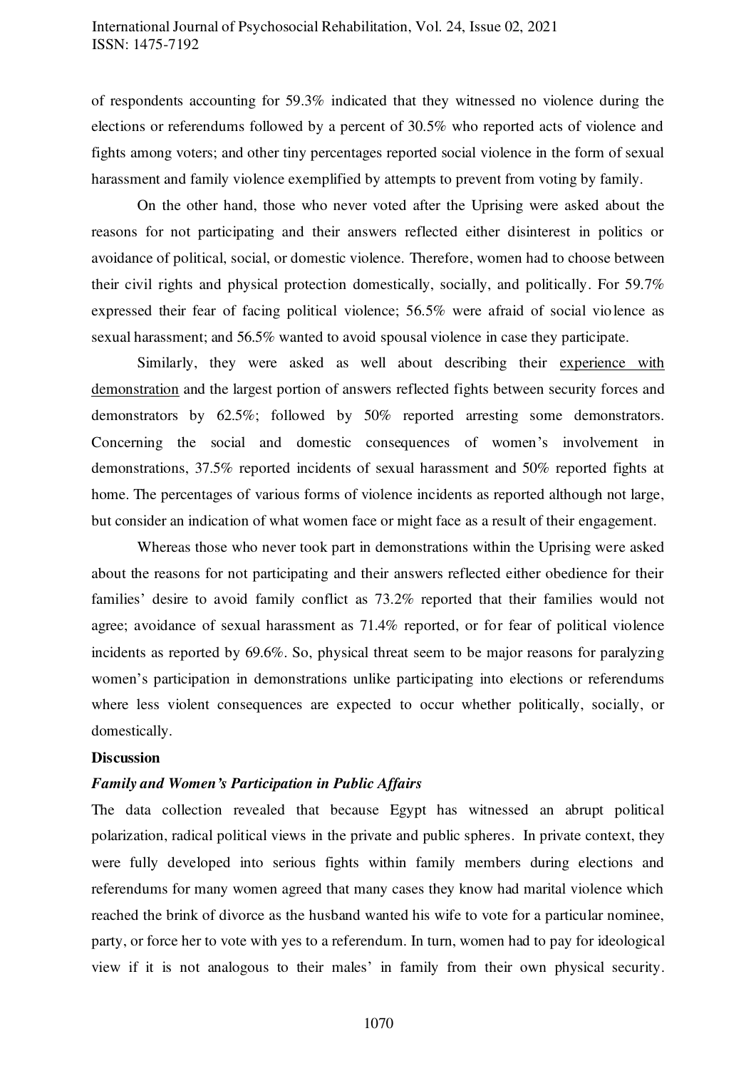of respondents accounting for 59.3% indicated that they witnessed no violence during the elections or referendums followed by a percent of 30.5% who reported acts of violence and fights among voters; and other tiny percentages reported social violence in the form of sexual harassment and family violence exemplified by attempts to prevent from voting by family.

On the other hand, those who never voted after the Uprising were asked about the reasons for not participating and their answers reflected either disinterest in politics or avoidance of political, social, or domestic violence. Therefore, women had to choose between their civil rights and physical protection domestically, socially, and politically. For 59.7% expressed their fear of facing political violence; 56.5% were afraid of social violence as sexual harassment; and 56.5% wanted to avoid spousal violence in case they participate.

Similarly, they were asked as well about describing their <u>experience with demonstration</u> and the largest portion of answers reflected fights between security forces and demonstrators by 62.5%; followed by 50% reported arresting some demonstrators. Concerning the social and domestic consequences of women's involvement in demonstrations, 37.5% reported incidents of sexual harassment and 50% reported fights at home. The percentages of various forms of violence incidents as reported although not large, but consider an indication of what women face or might face as a result of their engagement.

Whereas those who never took part in demonstrations within the Uprising were asked about the reasons for not participating and their answers reflected either obedience for their families' desire to avoid family conflict as 73.2% reported that their families would not agree; avoidance of sexual harassment as 71.4% reported, or for fear of political violence incidents as reported by 69.6%. So, physical threat seem to be major reasons for paralyzing women's participation in demonstrations unlike participating into elections or referendums where less violent consequences are expected to occur whether politically, socially, or domestically.

**Discussion**

***Family and Women's Participation in Public Affairs***

The data collection revealed that because Egypt has witnessed an abrupt political polarization, radical political views in the private and public spheres. In private context, they were fully developed into serious fights within family members during elections and referendums for many women agreed that many cases they know had marital violence which reached the brink of divorce as the husband wanted his wife to vote for a particular nominee, party, or force her to vote with yes to a referendum. In turn, women had to pay for ideological view if it is not analogous to their males' in family from their own physical security.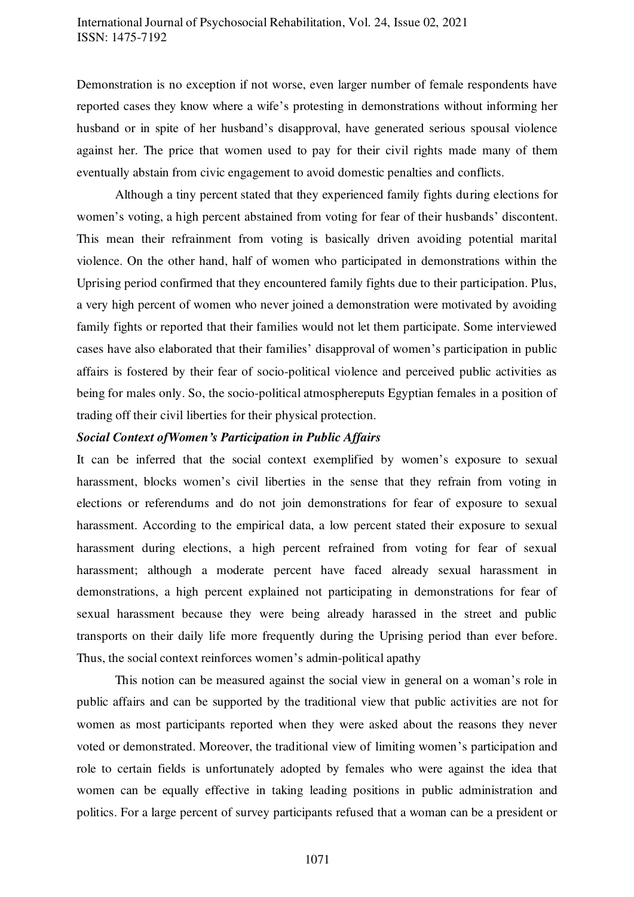Demonstration is no exception if not worse, even larger number of female respondents have reported cases they know where a wife's protesting in demonstrations without informing her husband or in spite of her husband's disapproval, have generated serious spousal violence against her. The price that women used to pay for their civil rights made many of them eventually abstain from civic engagement to avoid domestic penalties and conflicts.

Although a tiny percent stated that they experienced family fights during elections for women's voting, a high percent abstained from voting for fear of their husbands' discontent. This mean their refrainment from voting is basically driven avoiding potential marital violence. On the other hand, half of women who participated in demonstrations within the Uprising period confirmed that they encountered family fights due to their participation. Plus, a very high percent of women who never joined a demonstration were motivated by avoiding family fights or reported that their families would not let them participate. Some interviewed cases have also elaborated that their families' disapproval of women's participation in public affairs is fostered by their fear of socio-political violence and perceived public activities as being for males only. So, the socio-political atmosphereputs Egyptian females in a position of trading off their civil liberties for their physical protection.

***Social Context ofWomen's Participation in Public Affairs***

It can be inferred that the social context exemplified by women's exposure to sexual harassment, blocks women's civil liberties in the sense that they refrain from voting in elections or referendums and do not join demonstrations for fear of exposure to sexual harassment. According to the empirical data, a low percent stated their exposure to sexual harassment during elections, a high percent refrained from voting for fear of sexual harassment; although a moderate percent have faced already sexual harassment in demonstrations, a high percent explained not participating in demonstrations for fear of sexual harassment because they were being already harassed in the street and public transports on their daily life more frequently during the Uprising period than ever before. Thus, the social context reinforces women's admin-political apathy

This notion can be measured against the social view in general on a woman's role in public affairs and can be supported by the traditional view that public activities are not for women as most participants reported when they were asked about the reasons they never voted or demonstrated. Moreover, the traditional view of limiting women's participation and role to certain fields is unfortunately adopted by females who were against the idea that women can be equally effective in taking leading positions in public administration and politics. For a large percent of survey participants refused that a woman can be a president or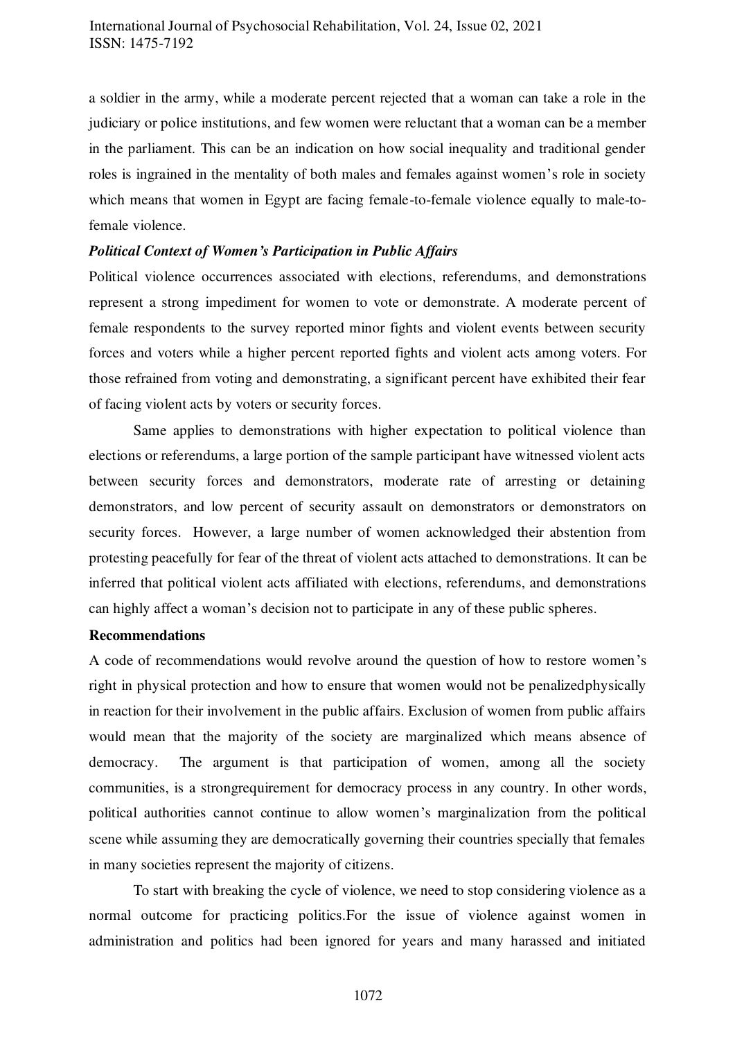a soldier in the army, while a moderate percent rejected that a woman can take a role in the judiciary or police institutions, and few women were reluctant that a woman can be a member in the parliament. This can be an indication on how social inequality and traditional gender roles is ingrained in the mentality of both males and females against women's role in society which means that women in Egypt are facing female-to-female violence equally to male-to-female violence.

***Political Context of Women's Participation in Public Affairs***

Political violence occurrences associated with elections, referendums, and demonstrations represent a strong impediment for women to vote or demonstrate. A moderate percent of female respondents to the survey reported minor fights and violent events between security forces and voters while a higher percent reported fights and violent acts among voters. For those refrained from voting and demonstrating, a significant percent have exhibited their fear of facing violent acts by voters or security forces.

Same applies to demonstrations with higher expectation to political violence than elections or referendums, a large portion of the sample participant have witnessed violent acts between security forces and demonstrators, moderate rate of arresting or detaining demonstrators, and low percent of security assault on demonstrators or demonstrators on security forces. However, a large number of women acknowledged their abstention from protesting peacefully for fear of the threat of violent acts attached to demonstrations. It can be inferred that political violent acts affiliated with elections, referendums, and demonstrations can highly affect a woman's decision not to participate in any of these public spheres.

**Recommendations**

A code of recommendations would revolve around the question of how to restore women's right in physical protection and how to ensure that women would not be penalizedphysically in reaction for their involvement in the public affairs. Exclusion of women from public affairs would mean that the majority of the society are marginalized which means absence of democracy. The argument is that participation of women, among all the society communities, is a strongrequirement for democracy process in any country. In other words, political authorities cannot continue to allow women's marginalization from the political scene while assuming they are democratically governing their countries specially that females in many societies represent the majority of citizens.

To start with breaking the cycle of violence, we need to stop considering violence as a normal outcome for practicing politics.For the issue of violence against women in administration and politics had been ignored for years and many harassed and initiated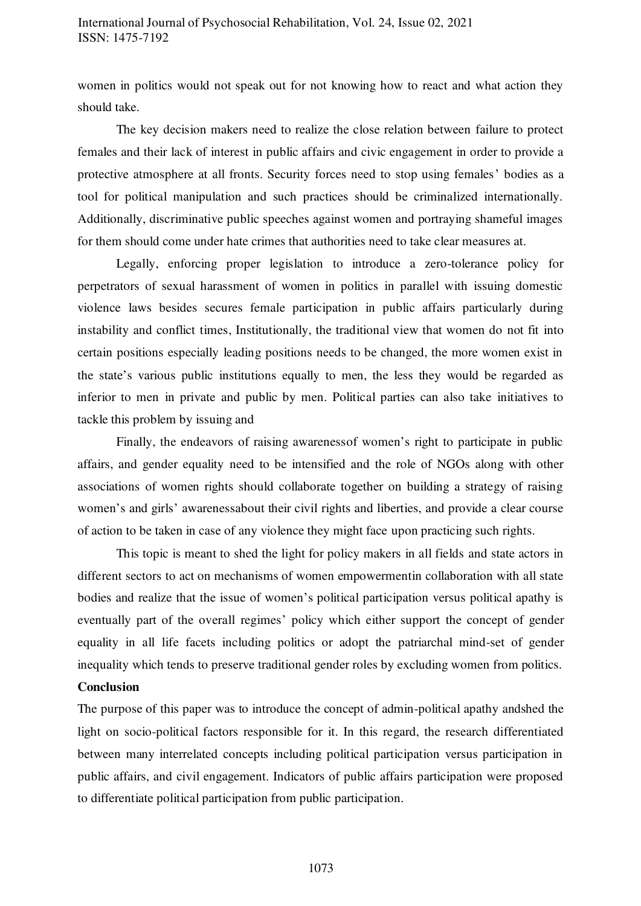women in politics would not speak out for not knowing how to react and what action they should take.

The key decision makers need to realize the close relation between failure to protect females and their lack of interest in public affairs and civic engagement in order to provide a protective atmosphere at all fronts. Security forces need to stop using females' bodies as a tool for political manipulation and such practices should be criminalized internationally. Additionally, discriminative public speeches against women and portraying shameful images for them should come under hate crimes that authorities need to take clear measures at.

Legally, enforcing proper legislation to introduce a zero-tolerance policy for perpetrators of sexual harassment of women in politics in parallel with issuing domestic violence laws besides secures female participation in public affairs particularly during instability and conflict times, Institutionally, the traditional view that women do not fit into certain positions especially leading positions needs to be changed, the more women exist in the state's various public institutions equally to men, the less they would be regarded as inferior to men in private and public by men. Political parties can also take initiatives to tackle this problem by issuing and

Finally, the endeavors of raising awarenessof women's right to participate in public affairs, and gender equality need to be intensified and the role of NGOs along with other associations of women rights should collaborate together on building a strategy of raising women's and girls' awarenessabout their civil rights and liberties, and provide a clear course of action to be taken in case of any violence they might face upon practicing such rights.

This topic is meant to shed the light for policy makers in all fields and state actors in different sectors to act on mechanisms of women empowermentin collaboration with all state bodies and realize that the issue of women's political participation versus political apathy is eventually part of the overall regimes' policy which either support the concept of gender equality in all life facets including politics or adopt the patriarchal mind-set of gender inequality which tends to preserve traditional gender roles by excluding women from politics.

**Conclusion**

The purpose of this paper was to introduce the concept of admin-political apathy andshed the light on socio-political factors responsible for it. In this regard, the research differentiated between many interrelated concepts including political participation versus participation in public affairs, and civil engagement. Indicators of public affairs participation were proposed to differentiate political participation from public participation.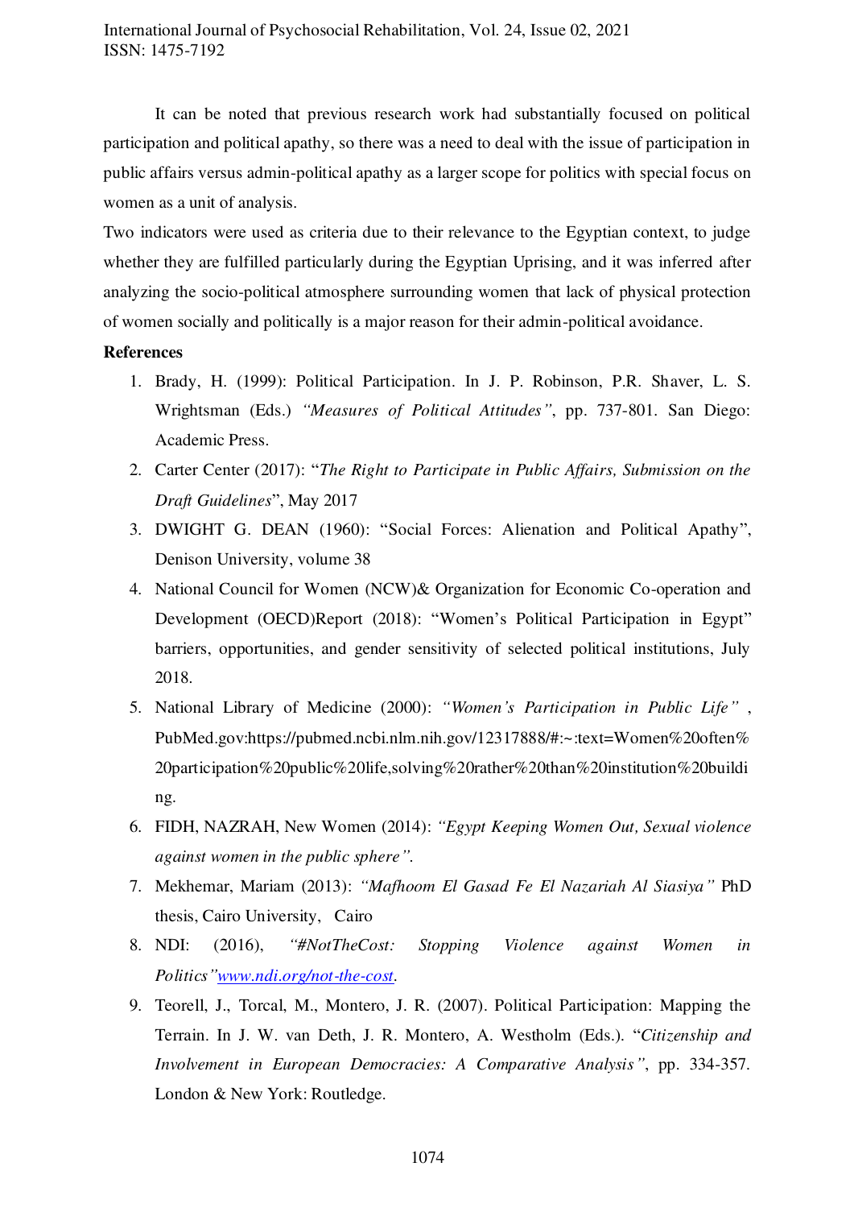It can be noted that previous research work had substantially focused on political participation and political apathy, so there was a need to deal with the issue of participation in public affairs versus admin-political apathy as a larger scope for politics with special focus on women as a unit of analysis.

Two indicators were used as criteria due to their relevance to the Egyptian context, to judge whether they are fulfilled particularly during the Egyptian Uprising, and it was inferred after analyzing the socio-political atmosphere surrounding women that lack of physical protection of women socially and politically is a major reason for their admin-political avoidance.

**References**

1. Brady, H. (1999): Political Participation. In J. P. Robinson, P.R. Shaver, L. S. Wrightsman (Eds.) *"Measures of Political Attitudes"*, pp. 737-801. San Diego: Academic Press.
2. Carter Center (2017): "*The Right to Participate in Public Affairs, Submission on the Draft Guidelines*", May 2017
3. DWIGHT G. DEAN (1960): "Social Forces: Alienation and Political Apathy", Denison University, volume 38
4. National Council for Women (NCW)& Organization for Economic Co-operation and Development (OECD)Report (2018): "Women's Political Participation in Egypt" barriers, opportunities, and gender sensitivity of selected political institutions, July 2018.
5. National Library of Medicine (2000): *"Women's Participation in Public Life"* , PubMed.gov:https://pubmed.ncbi.nlm.nih.gov/12317888/#:~:text=Women%20often%20participation%20public%20life,solving%20rather%20than%20institution%20building.
6. FIDH, NAZRAH, New Women (2014): *"Egypt Keeping Women Out, Sexual violence against women in the public sphere".*
7. Mekhemar, Mariam (2013): *"Mafhoom El Gasad Fe El Nazariah Al Siasiya"* PhD thesis, Cairo University, Cairo
8. NDI: (2016), *"#NotTheCost: Stopping Violence against Women in Politics"*[www.ndi.org/not-the-cost](www.ndi.org/not-the-cost).
9. Teorell, J., Torcal, M., Montero, J. R. (2007). Political Participation: Mapping the Terrain. In J. W. van Deth, J. R. Montero, A. Westholm (Eds.). "*Citizenship and Involvement in European Democracies: A Comparative Analysis*", pp. 334-357. London & New York: Routledge.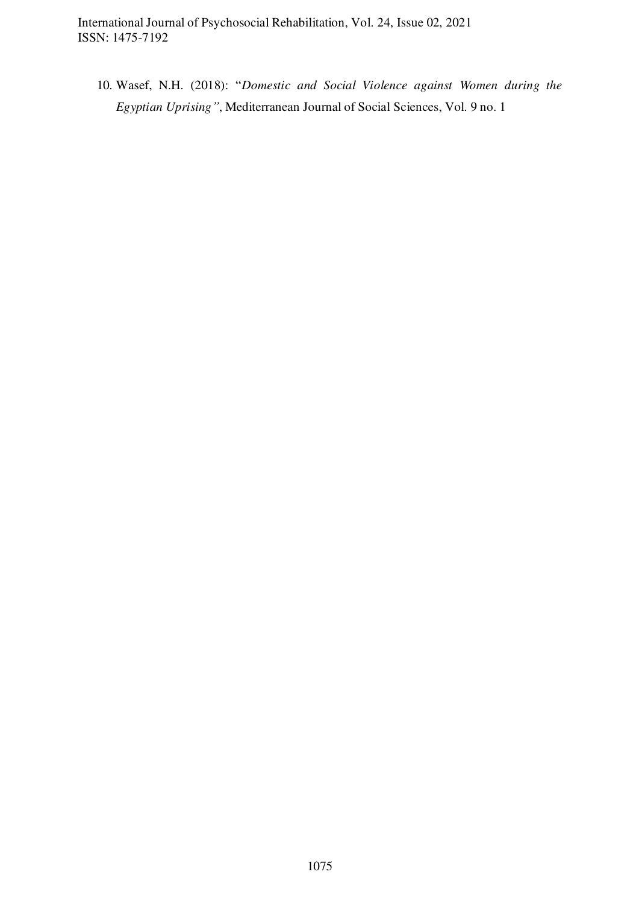10. Wasef, N.H. (2018): "*Domestic and Social Violence against Women during the Egyptian Uprising"*, Mediterranean Journal of Social Sciences, Vol. 9 no. 1